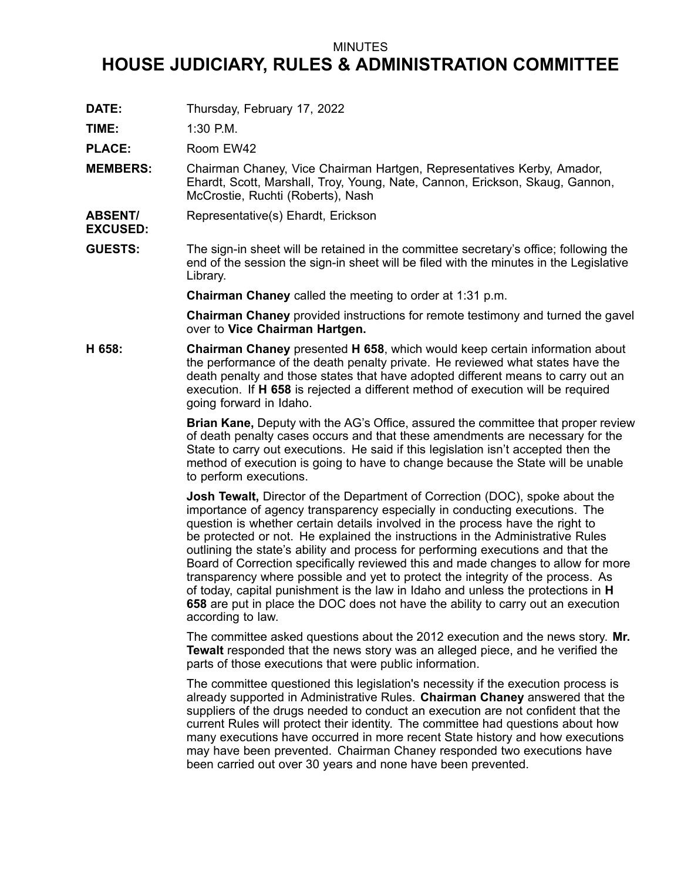MINUTES

# HOUSE JUDICIARY, RULES & ADMINISTRATION COMMITTEE

**DATE:** Thursday, February 17, 2022

**TIME:** 1:30 P.M.

**PLACE:** Room EW42

**MEMBERS:** Chairman Chaney, Vice Chairman Hartgen, Representatives Kerby, Amador, Ehardt, Scott, Marshall, Troy, Young, Nate, Cannon, Erickson, Skaug, Gannon, McCrostie, Ruchti (Roberts), Nash

**ABSENT/ EXCUSED:** Representative(s) Ehardt, Erickson

**GUESTS:** The sign-in sheet will be retained in the committee secretary's office; following the end of the session the sign-in sheet will be filed with the minutes in the Legislative Library.

**Chairman Chaney** called the meeting to order at 1:31 p.m.

**Chairman Chaney** provided instructions for remote testimony and turned the gavel over to **Vice Chairman Hartgen.**

**H 658:** **Chairman Chaney** presented **H 658**, which would keep certain information about the performance of the death penalty private. He reviewed what states have the death penalty and those states that have adopted different means to carry out an execution. If **H 658** is rejected a different method of execution will be required going forward in Idaho.

**Brian Kane,** Deputy with the AG's Office, assured the committee that proper review of death penalty cases occurs and that these amendments are necessary for the State to carry out executions. He said if this legislation isn't accepted then the method of execution is going to have to change because the State will be unable to perform executions.

**Josh Tewalt,** Director of the Department of Correction (DOC), spoke about the importance of agency transparency especially in conducting executions. The question is whether certain details involved in the process have the right to be protected or not. He explained the instructions in the Administrative Rules outlining the state's ability and process for performing executions and that the Board of Correction specifically reviewed this and made changes to allow for more transparency where possible and yet to protect the integrity of the process. As of today, capital punishment is the law in Idaho and unless the protections in **H 658** are put in place the DOC does not have the ability to carry out an execution according to law.

The committee asked questions about the 2012 execution and the news story. **Mr. Tewalt** responded that the news story was an alleged piece, and he verified the parts of those executions that were public information.

The committee questioned this legislation's necessity if the execution process is already supported in Administrative Rules. **Chairman Chaney** answered that the suppliers of the drugs needed to conduct an execution are not confident that the current Rules will protect their identity. The committee had questions about how many executions have occurred in more recent State history and how executions may have been prevented. Chairman Chaney responded two executions have been carried out over 30 years and none have been prevented.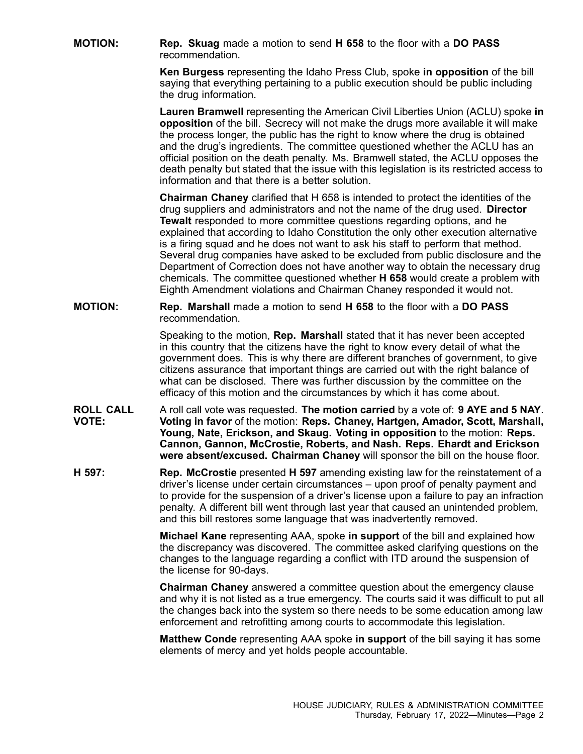**MOTION:** **Rep. Skuag** made a motion to send **H 658** to the floor with a **DO PASS** recommendation.

**Ken Burgess** representing the Idaho Press Club, spoke **in opposition** of the bill saying that everything pertaining to a public execution should be public including the drug information.

**Lauren Bramwell** representing the American Civil Liberties Union (ACLU) spoke **in opposition** of the bill. Secrecy will not make the drugs more available it will make the process longer, the public has the right to know where the drug is obtained and the drug's ingredients. The committee questioned whether the ACLU has an official position on the death penalty. Ms. Bramwell stated, the ACLU opposes the death penalty but stated that the issue with this legislation is its restricted access to information and that there is a better solution.

**Chairman Chaney** clarified that H 658 is intended to protect the identities of the drug suppliers and administrators and not the name of the drug used. **Director Tewalt** responded to more committee questions regarding options, and he explained that according to Idaho Constitution the only other execution alternative is a firing squad and he does not want to ask his staff to perform that method. Several drug companies have asked to be excluded from public disclosure and the Department of Correction does not have another way to obtain the necessary drug chemicals. The committee questioned whether **H 658** would create a problem with Eighth Amendment violations and Chairman Chaney responded it would not.

**MOTION:** **Rep. Marshall** made a motion to send **H 658** to the floor with a **DO PASS** recommendation.

Speaking to the motion, **Rep. Marshall** stated that it has never been accepted in this country that the citizens have the right to know every detail of what the government does. This is why there are different branches of government, to give citizens assurance that important things are carried out with the right balance of what can be disclosed. There was further discussion by the committee on the efficacy of this motion and the circumstances by which it has come about.

**ROLL CALL VOTE:** A roll call vote was requested. **The motion carried** by a vote of: **9 AYE and 5 NAY**. **Voting in favor** of the motion: **Reps. Chaney, Hartgen, Amador, Scott, Marshall, Young, Nate, Erickson, and Skaug. Voting in opposition** to the motion: **Reps. Cannon, Gannon, McCrostie, Roberts, and Nash. Reps. Ehardt and Erickson were absent/excused. Chairman Chaney** will sponsor the bill on the house floor.

**H 597:** **Rep. McCrostie** presented **H 597** amending existing law for the reinstatement of a driver's license under certain circumstances – upon proof of penalty payment and to provide for the suspension of a driver's license upon a failure to pay an infraction penalty. A different bill went through last year that caused an unintended problem, and this bill restores some language that was inadvertently removed.

**Michael Kane** representing AAA, spoke **in support** of the bill and explained how the discrepancy was discovered. The committee asked clarifying questions on the changes to the language regarding a conflict with ITD around the suspension of the license for 90-days.

**Chairman Chaney** answered a committee question about the emergency clause and why it is not listed as a true emergency. The courts said it was difficult to put all the changes back into the system so there needs to be some education among law enforcement and retrofitting among courts to accommodate this legislation.

**Matthew Conde** representing AAA spoke **in support** of the bill saying it has some elements of mercy and yet holds people accountable.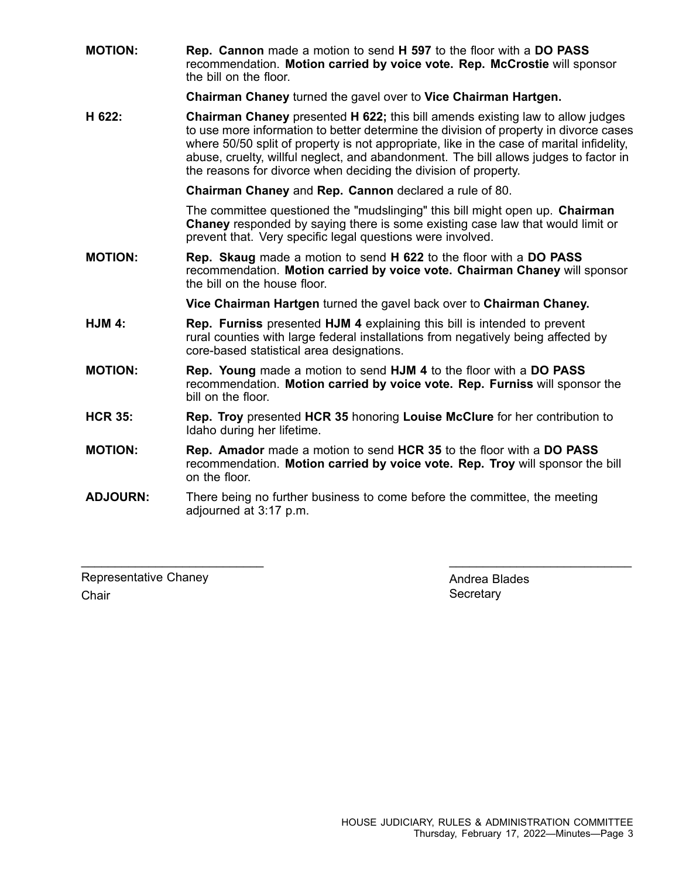**MOTION:** **Rep. Cannon** made a motion to send **H 597** to the floor with a **DO PASS** recommendation. **Motion carried by voice vote. Rep. McCrostie** will sponsor the bill on the floor.

**Chairman Chaney** turned the gavel over to **Vice Chairman Hartgen.**

**H 622:** **Chairman Chaney** presented **H 622;** this bill amends existing law to allow judges to use more information to better determine the division of property in divorce cases where 50/50 split of property is not appropriate, like in the case of marital infidelity, abuse, cruelty, willful neglect, and abandonment. The bill allows judges to factor in the reasons for divorce when deciding the division of property.

**Chairman Chaney** and **Rep. Cannon** declared a rule of 80.

The committee questioned the "mudslinging" this bill might open up. **Chairman Chaney** responded by saying there is some existing case law that would limit or prevent that. Very specific legal questions were involved.

**MOTION:** **Rep. Skaug** made a motion to send **H 622** to the floor with a **DO PASS** recommendation. **Motion carried by voice vote. Chairman Chaney** will sponsor the bill on the house floor.

**Vice Chairman Hartgen** turned the gavel back over to **Chairman Chaney.**

**HJM 4:** **Rep. Furniss** presented **HJM 4** explaining this bill is intended to prevent rural counties with large federal installations from negatively being affected by core-based statistical area designations.

**MOTION:** **Rep. Young** made a motion to send **HJM 4** to the floor with a **DO PASS** recommendation. **Motion carried by voice vote. Rep. Furniss** will sponsor the bill on the floor.

**HCR 35:** **Rep. Troy** presented **HCR 35** honoring **Louise McClure** for her contribution to Idaho during her lifetime.

**MOTION:** **Rep. Amador** made a motion to send **HCR 35** to the floor with a **DO PASS** recommendation. **Motion carried by voice vote. Rep. Troy** will sponsor the bill on the floor.

**ADJOURN:** There being no further business to come before the committee, the meeting adjourned at 3:17 p.m.

___________________________ 
Representative Chaney
Chair

___________________________ 
Andrea Blades
Secretary